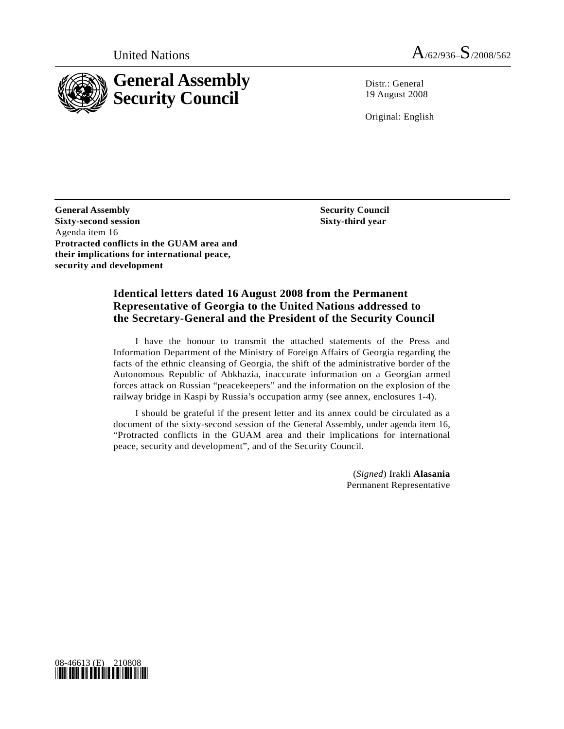United Nations A/62/936–S/2008/562

# General Assembly Security Council

Distr.: General
19 August 2008

Original: English

**General Assembly**
**Sixty-second session**
Agenda item 16
**Protracted conflicts in the GUAM area and their implications for international peace, security and development**

**Security Council**
**Sixty-third year**

## Identical letters dated 16 August 2008 from the Permanent Representative of Georgia to the United Nations addressed to the Secretary-General and the President of the Security Council

I have the honour to transmit the attached statements of the Press and Information Department of the Ministry of Foreign Affairs of Georgia regarding the facts of the ethnic cleansing of Georgia, the shift of the administrative border of the Autonomous Republic of Abkhazia, inaccurate information on a Georgian armed forces attack on Russian "peacekeepers" and the information on the explosion of the railway bridge in Kaspi by Russia's occupation army (see annex, enclosures 1-4).

I should be grateful if the present letter and its annex could be circulated as a document of the sixty-second session of the General Assembly, under agenda item 16, "Protracted conflicts in the GUAM area and their implications for international peace, security and development", and of the Security Council.

(*Signed*) Irakli **Alasania**
Permanent Representative

08-46613 (E) 210808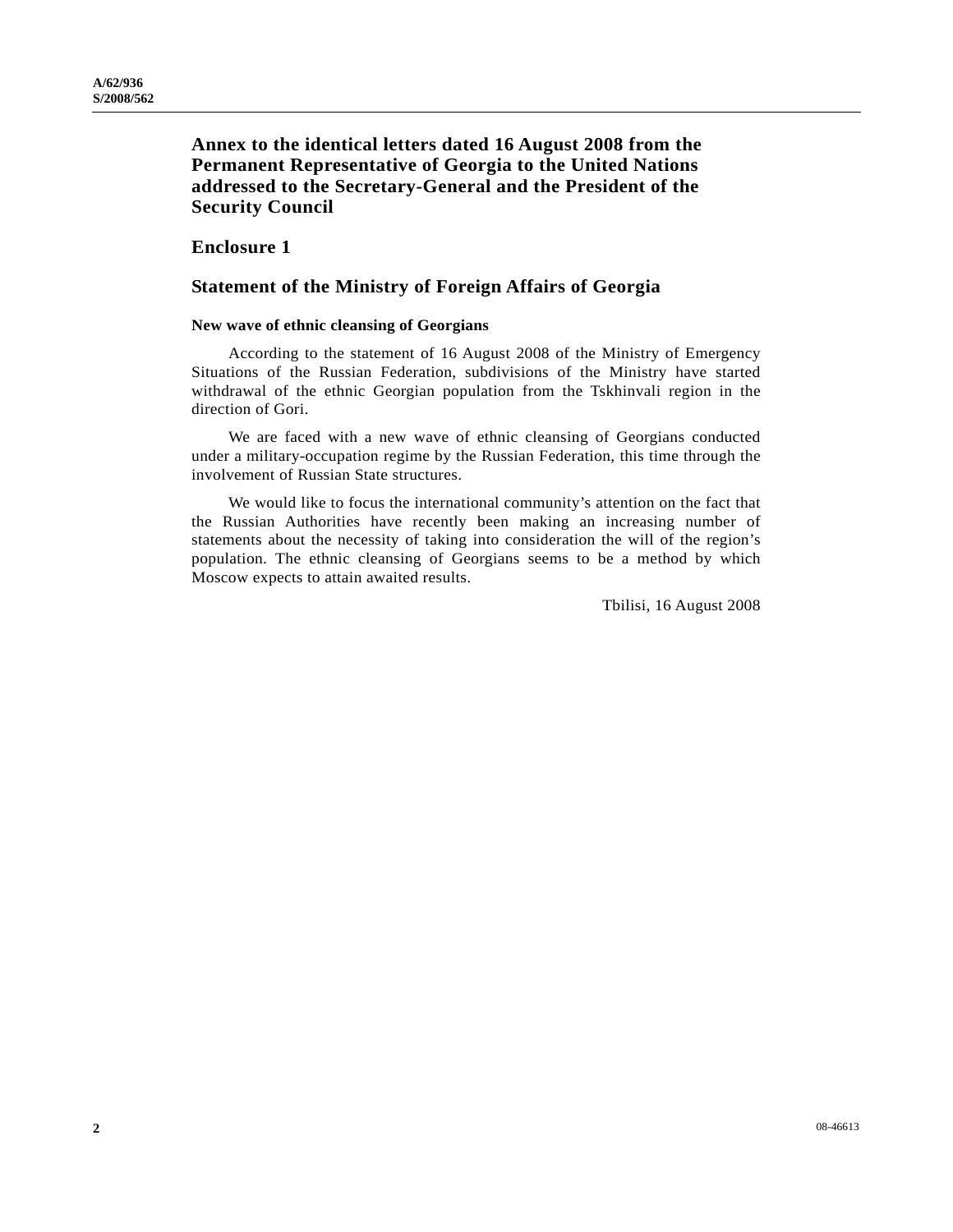## Annex to the identical letters dated 16 August 2008 from the Permanent Representative of Georgia to the United Nations addressed to the Secretary-General and the President of the Security Council

## Enclosure 1

## Statement of the Ministry of Foreign Affairs of Georgia

**New wave of ethnic cleansing of Georgians**

According to the statement of 16 August 2008 of the Ministry of Emergency Situations of the Russian Federation, subdivisions of the Ministry have started withdrawal of the ethnic Georgian population from the Tskhinvali region in the direction of Gori.

We are faced with a new wave of ethnic cleansing of Georgians conducted under a military-occupation regime by the Russian Federation, this time through the involvement of Russian State structures.

We would like to focus the international community's attention on the fact that the Russian Authorities have recently been making an increasing number of statements about the necessity of taking into consideration the will of the region's population. The ethnic cleansing of Georgians seems to be a method by which Moscow expects to attain awaited results.

Tbilisi, 16 August 2008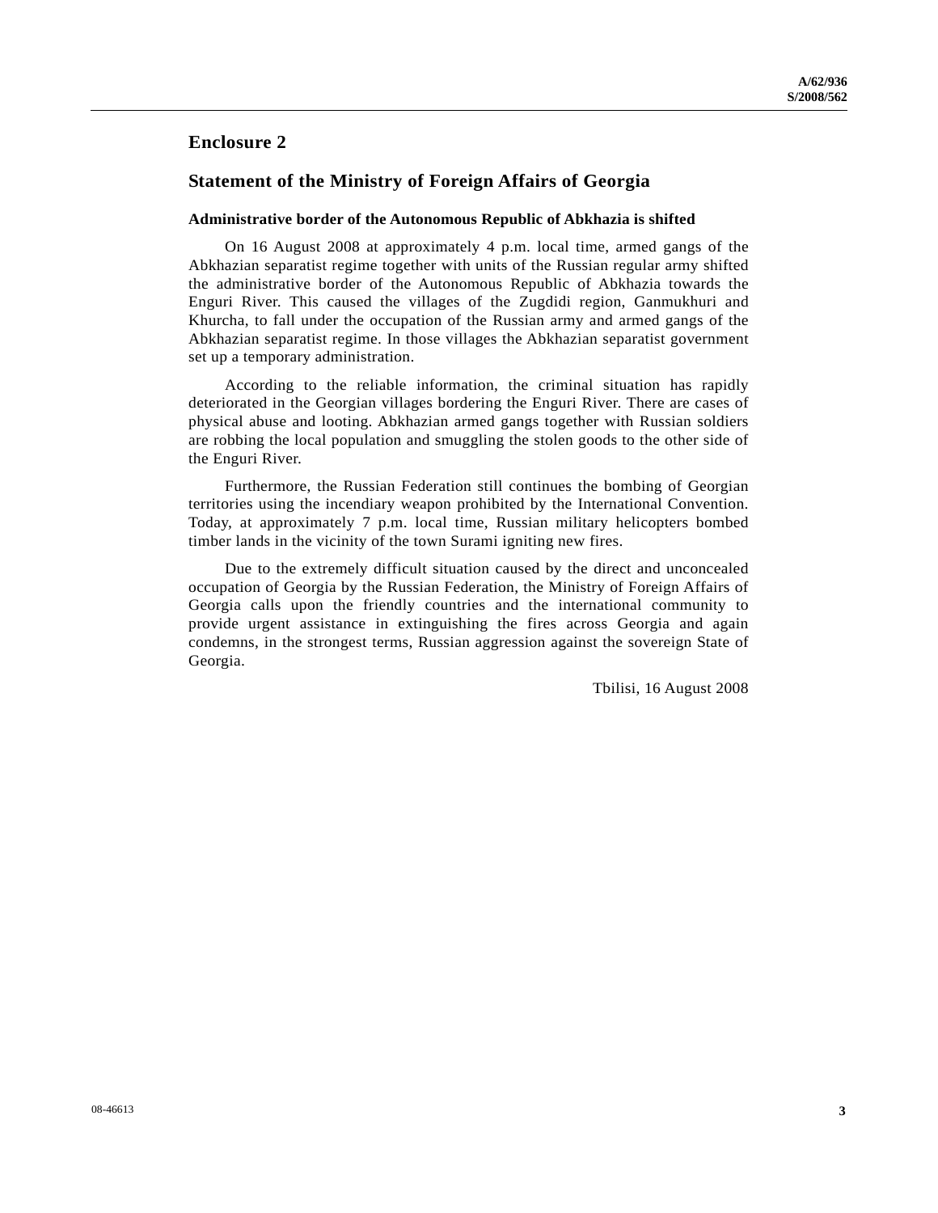## Enclosure 2

## Statement of the Ministry of Foreign Affairs of Georgia

### Administrative border of the Autonomous Republic of Abkhazia is shifted

On 16 August 2008 at approximately 4 p.m. local time, armed gangs of the Abkhazian separatist regime together with units of the Russian regular army shifted the administrative border of the Autonomous Republic of Abkhazia towards the Enguri River. This caused the villages of the Zugdidi region, Ganmukhuri and Khurcha, to fall under the occupation of the Russian army and armed gangs of the Abkhazian separatist regime. In those villages the Abkhazian separatist government set up a temporary administration.

According to the reliable information, the criminal situation has rapidly deteriorated in the Georgian villages bordering the Enguri River. There are cases of physical abuse and looting. Abkhazian armed gangs together with Russian soldiers are robbing the local population and smuggling the stolen goods to the other side of the Enguri River.

Furthermore, the Russian Federation still continues the bombing of Georgian territories using the incendiary weapon prohibited by the International Convention. Today, at approximately 7 p.m. local time, Russian military helicopters bombed timber lands in the vicinity of the town Surami igniting new fires.

Due to the extremely difficult situation caused by the direct and unconcealed occupation of Georgia by the Russian Federation, the Ministry of Foreign Affairs of Georgia calls upon the friendly countries and the international community to provide urgent assistance in extinguishing the fires across Georgia and again condemns, in the strongest terms, Russian aggression against the sovereign State of Georgia.

Tbilisi, 16 August 2008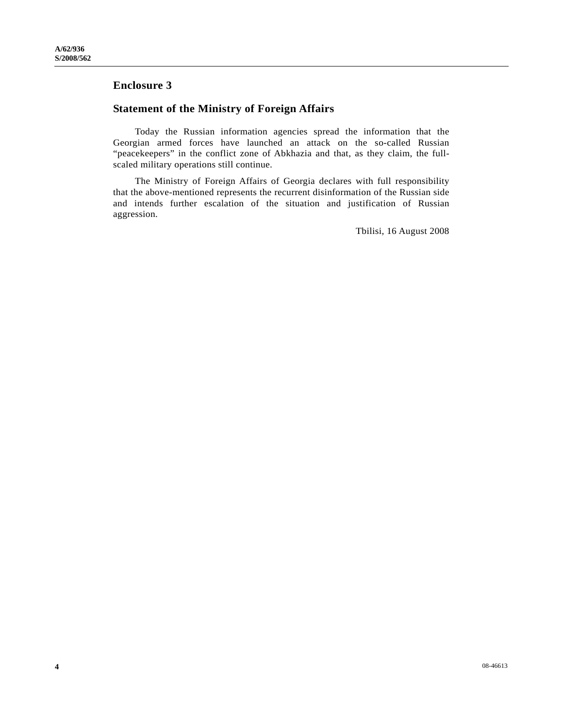## Enclosure 3

## Statement of the Ministry of Foreign Affairs

Today the Russian information agencies spread the information that the Georgian armed forces have launched an attack on the so-called Russian "peacekeepers" in the conflict zone of Abkhazia and that, as they claim, the full-scaled military operations still continue.

The Ministry of Foreign Affairs of Georgia declares with full responsibility that the above-mentioned represents the recurrent disinformation of the Russian side and intends further escalation of the situation and justification of Russian aggression.

Tbilisi, 16 August 2008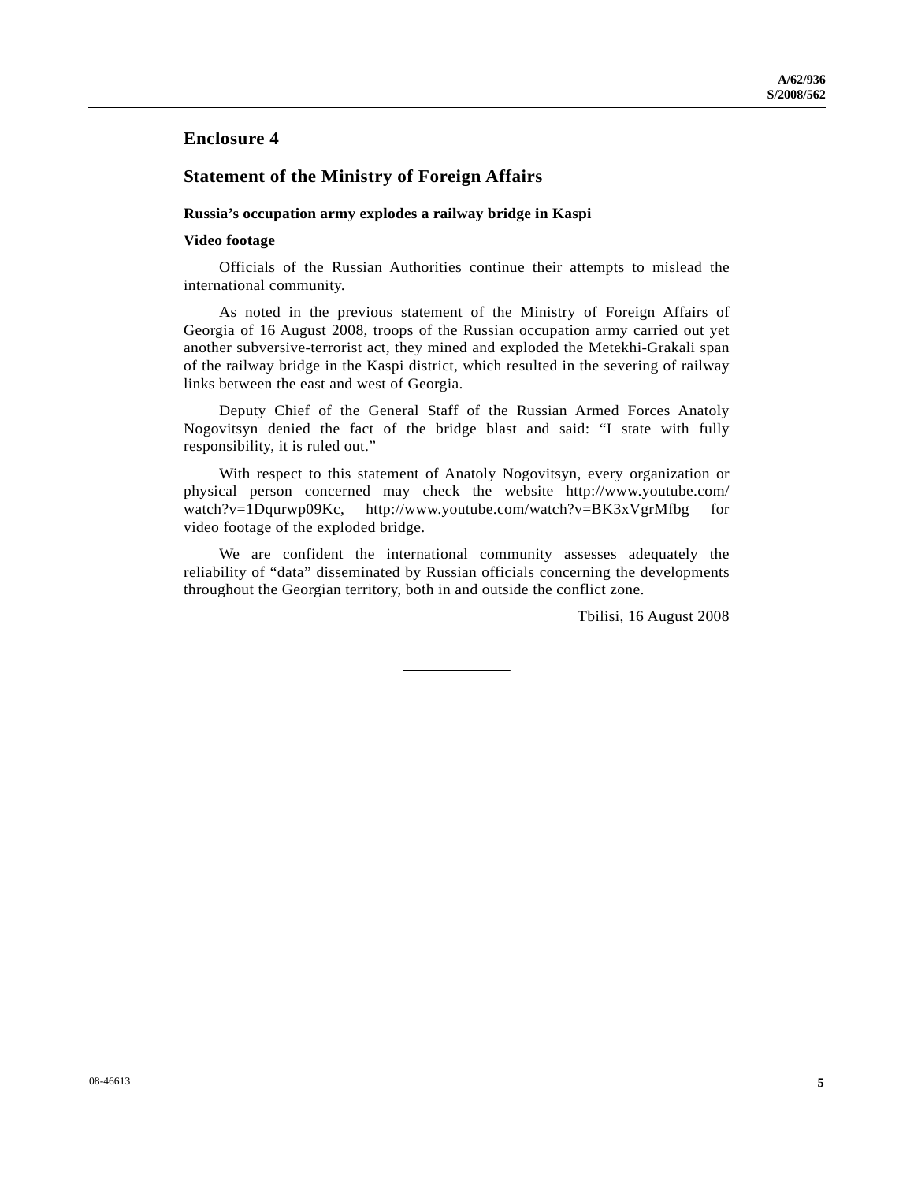## Enclosure 4

## Statement of the Ministry of Foreign Affairs

**Russia's occupation army explodes a railway bridge in Kaspi**

**Video footage**

Officials of the Russian Authorities continue their attempts to mislead the international community.

As noted in the previous statement of the Ministry of Foreign Affairs of Georgia of 16 August 2008, troops of the Russian occupation army carried out yet another subversive-terrorist act, they mined and exploded the Metekhi-Grakali span of the railway bridge in the Kaspi district, which resulted in the severing of railway links between the east and west of Georgia.

Deputy Chief of the General Staff of the Russian Armed Forces Anatoly Nogovitsyn denied the fact of the bridge blast and said: "I state with fully responsibility, it is ruled out."

With respect to this statement of Anatoly Nogovitsyn, every organization or physical person concerned may check the website http://www.youtube.com/watch?v=1Dqurwp09Kc, http://www.youtube.com/watch?v=BK3xVgrMfbg for video footage of the exploded bridge.

We are confident the international community assesses adequately the reliability of "data" disseminated by Russian officials concerning the developments throughout the Georgian territory, both in and outside the conflict zone.

Tbilisi, 16 August 2008